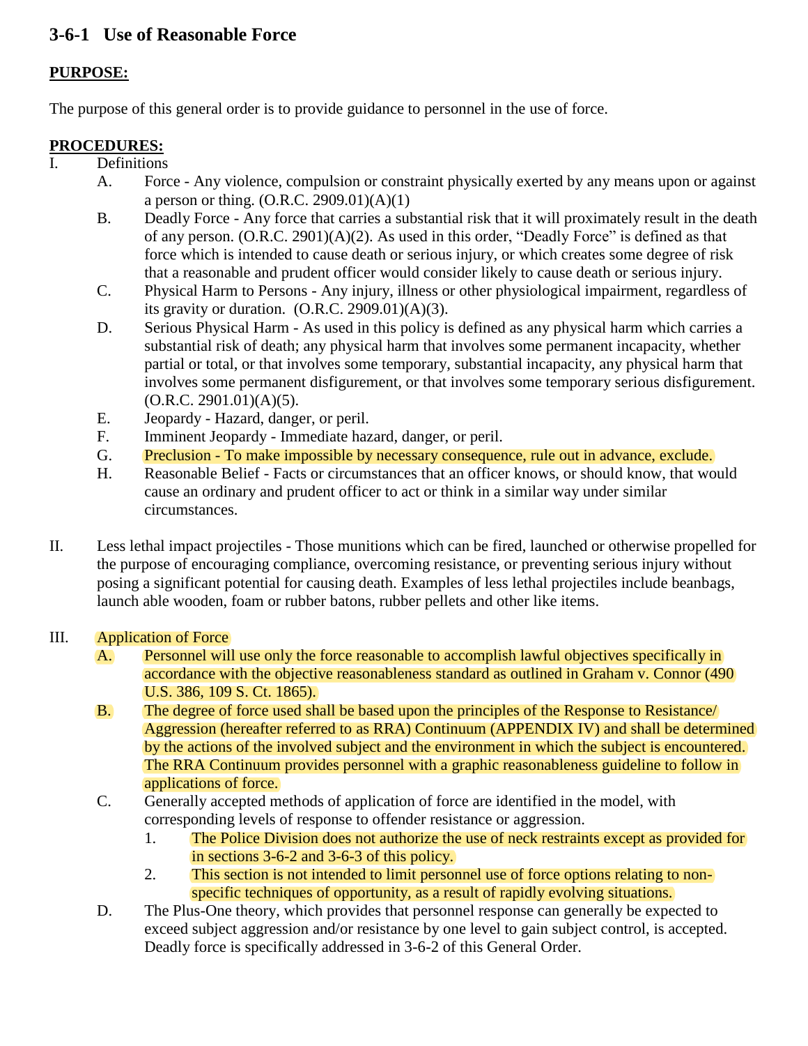## 3-6-1 Use of Reasonable Force

**PURPOSE:**

The purpose of this general order is to provide guidance to personnel in the use of force.

**PROCEDURES:**

I. Definitions
   - A. Force - Any violence, compulsion or constraint physically exerted by any means upon or against a person or thing. (O.R.C. 2909.01)(A)(1)
   - B. Deadly Force - Any force that carries a substantial risk that it will proximately result in the death of any person. (O.R.C. 2901)(A)(2). As used in this order, "Deadly Force" is defined as that force which is intended to cause death or serious injury, or which creates some degree of risk that a reasonable and prudent officer would consider likely to cause death or serious injury.
   - C. Physical Harm to Persons - Any injury, illness or other physiological impairment, regardless of its gravity or duration. (O.R.C. 2909.01)(A)(3).
   - D. Serious Physical Harm - As used in this policy is defined as any physical harm which carries a substantial risk of death; any physical harm that involves some permanent incapacity, whether partial or total, or that involves some temporary, substantial incapacity, any physical harm that involves some permanent disfigurement, or that involves some temporary serious disfigurement. (O.R.C. 2901.01)(A)(5).
   - E. Jeopardy - Hazard, danger, or peril.
   - F. Imminent Jeopardy - Immediate hazard, danger, or peril.
   - G. Preclusion - To make impossible by necessary consequence, rule out in advance, exclude.
   - H. Reasonable Belief - Facts or circumstances that an officer knows, or should know, that would cause an ordinary and prudent officer to act or think in a similar way under similar circumstances.

II. Less lethal impact projectiles - Those munitions which can be fired, launched or otherwise propelled for the purpose of encouraging compliance, overcoming resistance, or preventing serious injury without posing a significant potential for causing death. Examples of less lethal projectiles include beanbags, launch able wooden, foam or rubber batons, rubber pellets and other like items.

III. Application of Force
   - A. Personnel will use only the force reasonable to accomplish lawful objectives specifically in accordance with the objective reasonableness standard as outlined in Graham v. Connor (490 U.S. 386, 109 S. Ct. 1865).
   - B. The degree of force used shall be based upon the principles of the Response to Resistance/ Aggression (hereafter referred to as RRA) Continuum (APPENDIX IV) and shall be determined by the actions of the involved subject and the environment in which the subject is encountered. The RRA Continuum provides personnel with a graphic reasonableness guideline to follow in applications of force.
   - C. Generally accepted methods of application of force are identified in the model, with corresponding levels of response to offender resistance or aggression.
     1. The Police Division does not authorize the use of neck restraints except as provided for in sections 3-6-2 and 3-6-3 of this policy.
     2. This section is not intended to limit personnel use of force options relating to non-specific techniques of opportunity, as a result of rapidly evolving situations.
   - D. The Plus-One theory, which provides that personnel response can generally be expected to exceed subject aggression and/or resistance by one level to gain subject control, is accepted. Deadly force is specifically addressed in 3-6-2 of this General Order.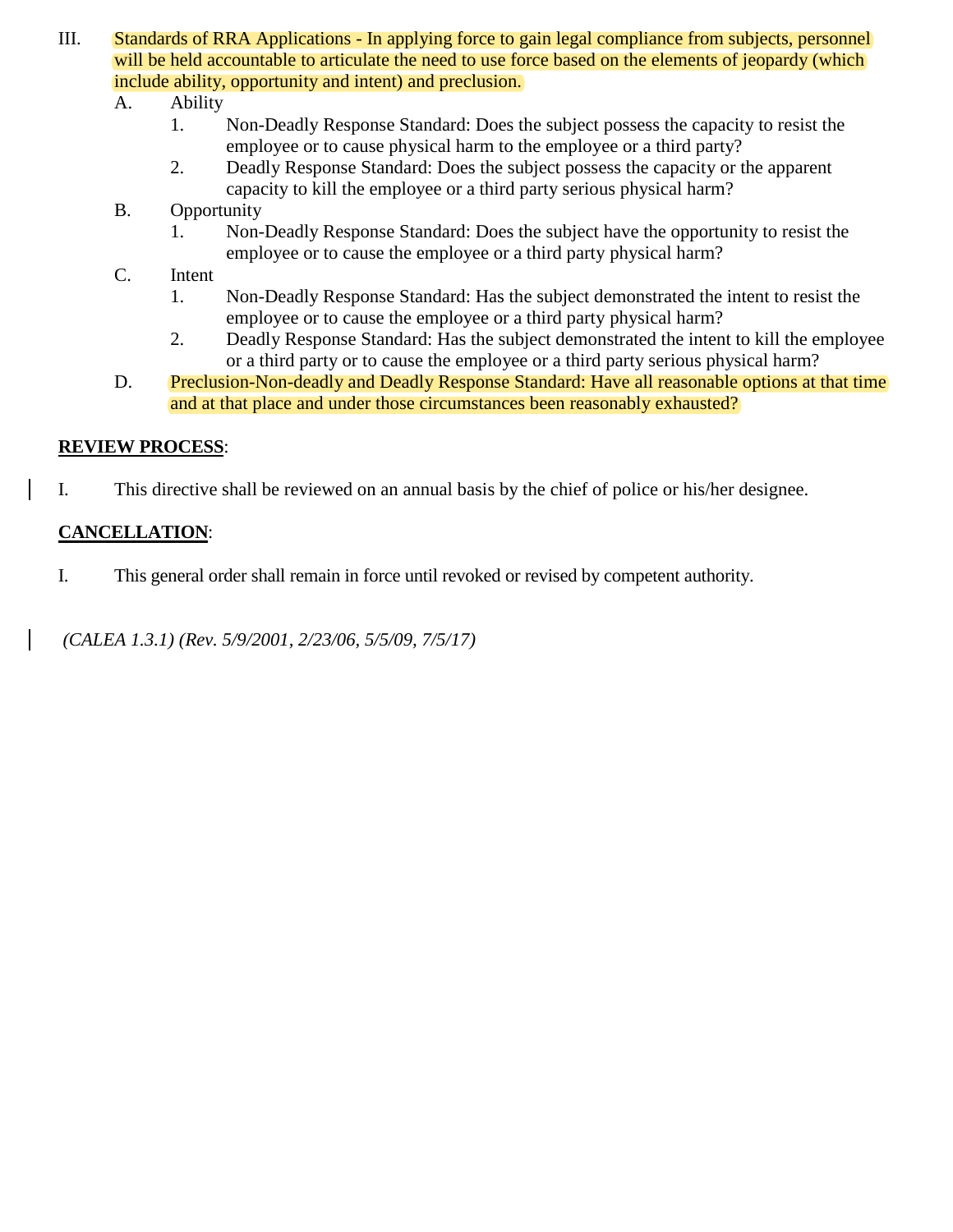III. Standards of RRA Applications - In applying force to gain legal compliance from subjects, personnel will be held accountable to articulate the need to use force based on the elements of jeopardy (which include ability, opportunity and intent) and preclusion.

   A. Ability
      1. Non-Deadly Response Standard: Does the subject possess the capacity to resist the employee or to cause physical harm to the employee or a third party?
      2. Deadly Response Standard: Does the subject possess the capacity or the apparent capacity to kill the employee or a third party serious physical harm?

   B. Opportunity
      1. Non-Deadly Response Standard: Does the subject have the opportunity to resist the employee or to cause the employee or a third party physical harm?

   C. Intent
      1. Non-Deadly Response Standard: Has the subject demonstrated the intent to resist the employee or to cause the employee or a third party physical harm?
      2. Deadly Response Standard: Has the subject demonstrated the intent to kill the employee or a third party or to cause the employee or a third party serious physical harm?

   D. Preclusion-Non-deadly and Deadly Response Standard: Have all reasonable options at that time and at that place and under those circumstances been reasonably exhausted?

**REVIEW PROCESS**:

I. This directive shall be reviewed on an annual basis by the chief of police or his/her designee.

**CANCELLATION**:

I. This general order shall remain in force until revoked or revised by competent authority.

*(CALEA 1.3.1) (Rev. 5/9/2001, 2/23/06, 5/5/09, 7/5/17)*